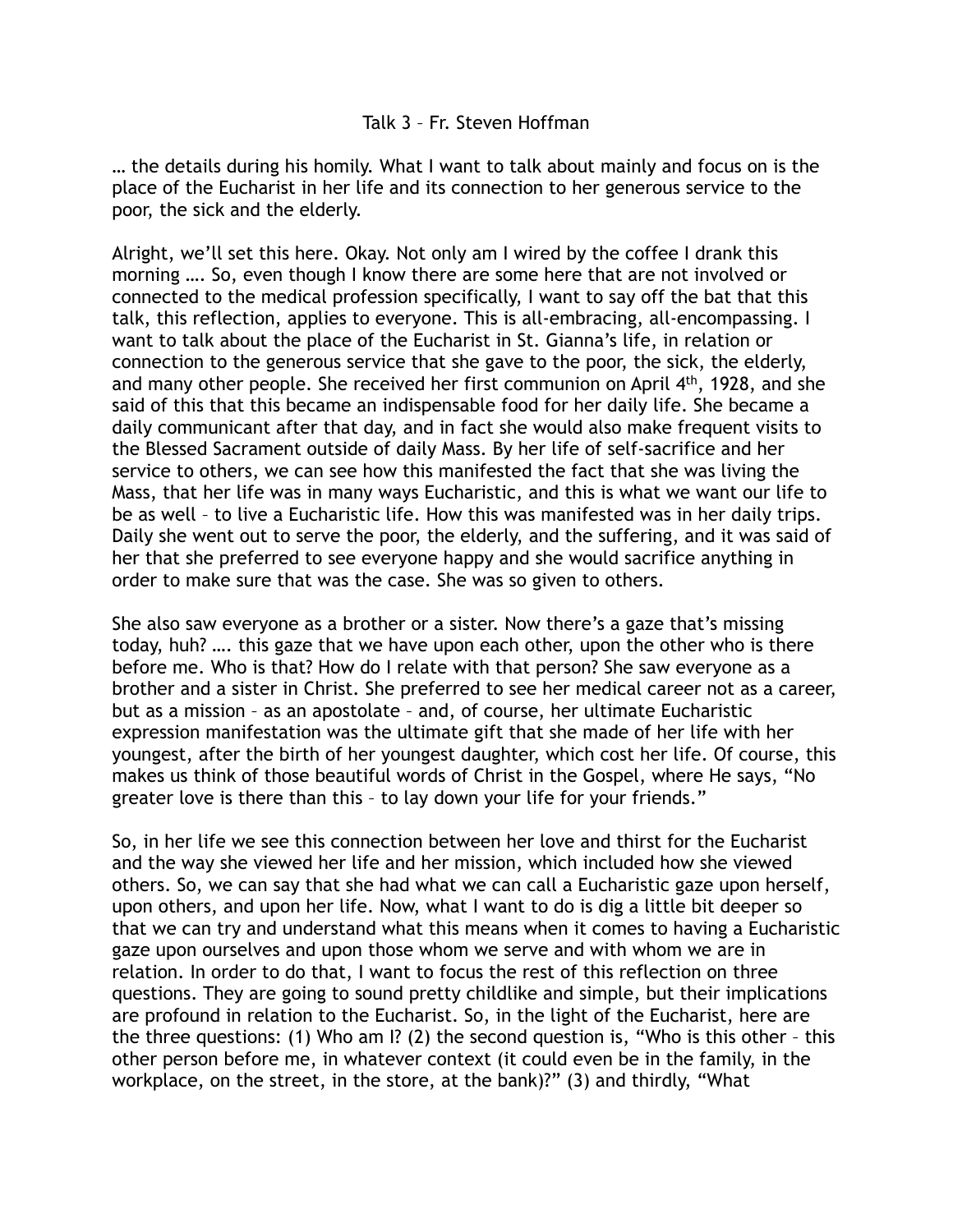# Talk 3 – Fr. Steven Hoffman

… the details during his homily. What I want to talk about mainly and focus on is the place of the Eucharist in her life and its connection to her generous service to the poor, the sick and the elderly.

Alright, we'll set this here. Okay. Not only am I wired by the coffee I drank this morning …. So, even though I know there are some here that are not involved or connected to the medical profession specifically, I want to say off the bat that this talk, this reflection, applies to everyone. This is all-embracing, all-encompassing. I want to talk about the place of the Eucharist in St. Gianna's life, in relation or connection to the generous service that she gave to the poor, the sick, the elderly, and many other people. She received her first communion on April 4th, 1928, and she said of this that this became an indispensable food for her daily life. She became a daily communicant after that day, and in fact she would also make frequent visits to the Blessed Sacrament outside of daily Mass. By her life of self-sacrifice and her service to others, we can see how this manifested the fact that she was living the Mass, that her life was in many ways Eucharistic, and this is what we want our life to be as well – to live a Eucharistic life. How this was manifested was in her daily trips. Daily she went out to serve the poor, the elderly, and the suffering, and it was said of her that she preferred to see everyone happy and she would sacrifice anything in order to make sure that was the case. She was so given to others.

She also saw everyone as a brother or a sister. Now there's a gaze that's missing today, huh? …. this gaze that we have upon each other, upon the other who is there before me. Who is that? How do I relate with that person? She saw everyone as a brother and a sister in Christ. She preferred to see her medical career not as a career, but as a mission – as an apostolate – and, of course, her ultimate Eucharistic expression manifestation was the ultimate gift that she made of her life with her youngest, after the birth of her youngest daughter, which cost her life. Of course, this makes us think of those beautiful words of Christ in the Gospel, where He says, "No greater love is there than this – to lay down your life for your friends."

So, in her life we see this connection between her love and thirst for the Eucharist and the way she viewed her life and her mission, which included how she viewed others. So, we can say that she had what we can call a Eucharistic gaze upon herself, upon others, and upon her life. Now, what I want to do is dig a little bit deeper so that we can try and understand what this means when it comes to having a Eucharistic gaze upon ourselves and upon those whom we serve and with whom we are in relation. In order to do that, I want to focus the rest of this reflection on three questions. They are going to sound pretty childlike and simple, but their implications are profound in relation to the Eucharist. So, in the light of the Eucharist, here are the three questions: (1) Who am I? (2) the second question is, "Who is this other – this other person before me, in whatever context (it could even be in the family, in the workplace, on the street, in the store, at the bank)?" (3) and thirdly, "What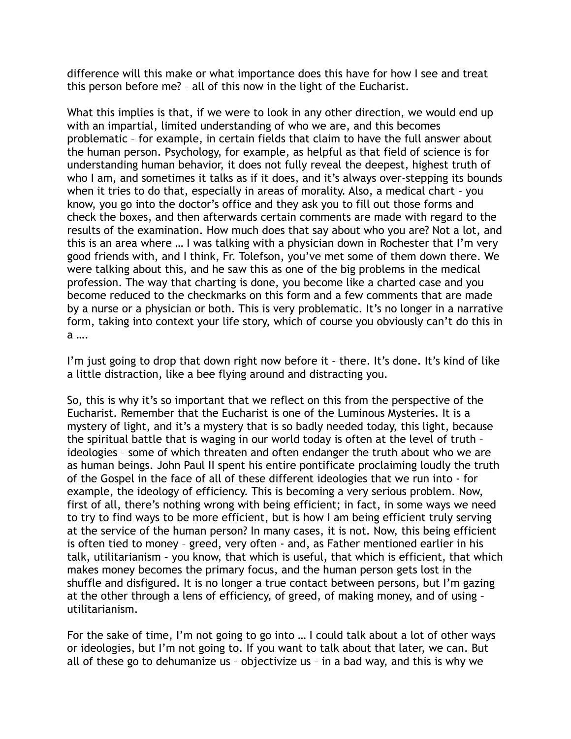difference will this make or what importance does this have for how I see and treat this person before me? – all of this now in the light of the Eucharist.

What this implies is that, if we were to look in any other direction, we would end up with an impartial, limited understanding of who we are, and this becomes problematic – for example, in certain fields that claim to have the full answer about the human person. Psychology, for example, as helpful as that field of science is for understanding human behavior, it does not fully reveal the deepest, highest truth of who I am, and sometimes it talks as if it does, and it's always over-stepping its bounds when it tries to do that, especially in areas of morality. Also, a medical chart – you know, you go into the doctor's office and they ask you to fill out those forms and check the boxes, and then afterwards certain comments are made with regard to the results of the examination. How much does that say about who you are? Not a lot, and this is an area where … I was talking with a physician down in Rochester that I'm very good friends with, and I think, Fr. Tolefson, you've met some of them down there. We were talking about this, and he saw this as one of the big problems in the medical profession. The way that charting is done, you become like a charted case and you become reduced to the checkmarks on this form and a few comments that are made by a nurse or a physician or both. This is very problematic. It's no longer in a narrative form, taking into context your life story, which of course you obviously can't do this in a ….

I'm just going to drop that down right now before it – there. It's done. It's kind of like a little distraction, like a bee flying around and distracting you.

So, this is why it's so important that we reflect on this from the perspective of the Eucharist. Remember that the Eucharist is one of the Luminous Mysteries. It is a mystery of light, and it's a mystery that is so badly needed today, this light, because the spiritual battle that is waging in our world today is often at the level of truth – ideologies – some of which threaten and often endanger the truth about who we are as human beings. John Paul II spent his entire pontificate proclaiming loudly the truth of the Gospel in the face of all of these different ideologies that we run into - for example, the ideology of efficiency. This is becoming a very serious problem. Now, first of all, there's nothing wrong with being efficient; in fact, in some ways we need to try to find ways to be more efficient, but is how I am being efficient truly serving at the service of the human person? In many cases, it is not. Now, this being efficient is often tied to money – greed, very often - and, as Father mentioned earlier in his talk, utilitarianism – you know, that which is useful, that which is efficient, that which makes money becomes the primary focus, and the human person gets lost in the shuffle and disfigured. It is no longer a true contact between persons, but I'm gazing at the other through a lens of efficiency, of greed, of making money, and of using – utilitarianism.

For the sake of time, I'm not going to go into … I could talk about a lot of other ways or ideologies, but I'm not going to. If you want to talk about that later, we can. But all of these go to dehumanize us – objectivize us – in a bad way, and this is why we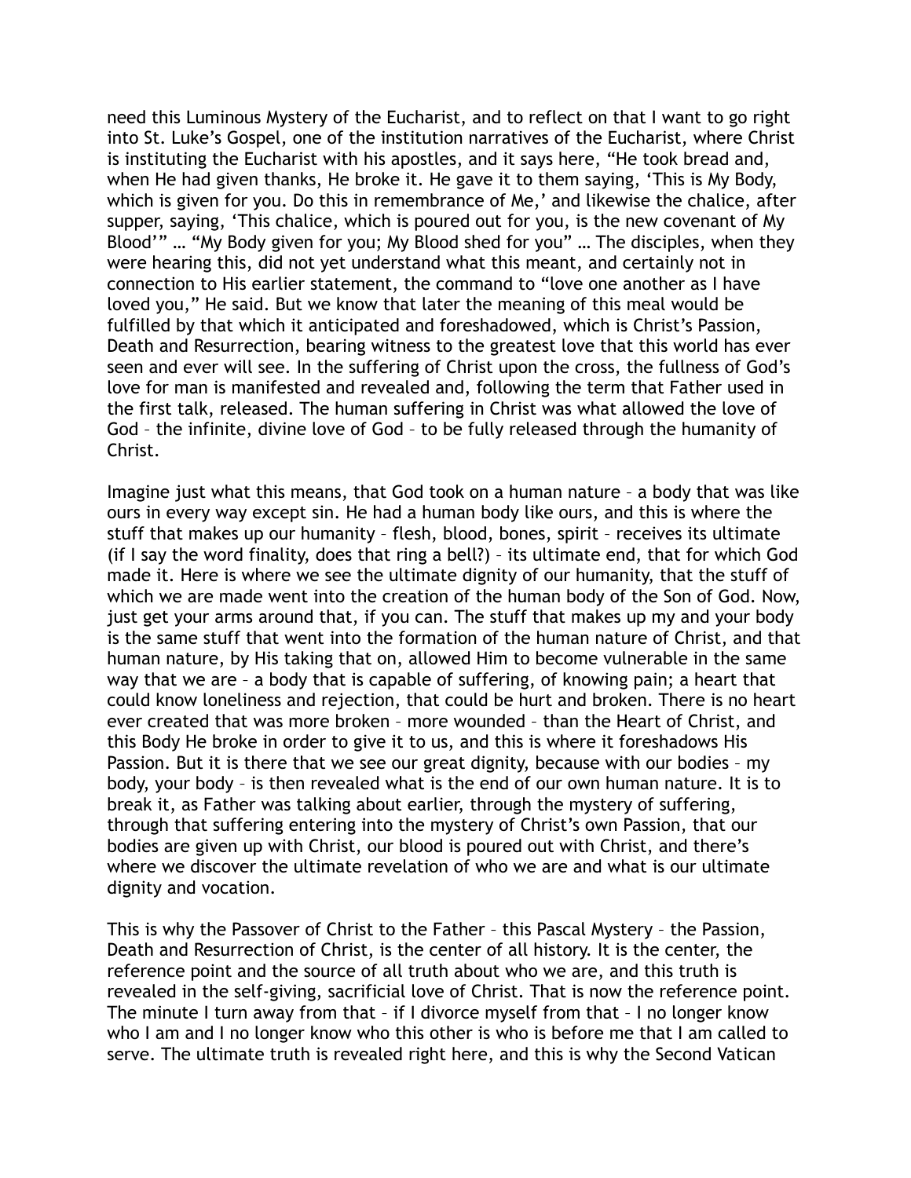need this Luminous Mystery of the Eucharist, and to reflect on that I want to go right into St. Luke's Gospel, one of the institution narratives of the Eucharist, where Christ is instituting the Eucharist with his apostles, and it says here, "He took bread and, when He had given thanks, He broke it. He gave it to them saying, 'This is My Body, which is given for you. Do this in remembrance of Me,' and likewise the chalice, after supper, saying, 'This chalice, which is poured out for you, is the new covenant of My Blood'" … "My Body given for you; My Blood shed for you" … The disciples, when they were hearing this, did not yet understand what this meant, and certainly not in connection to His earlier statement, the command to "love one another as I have loved you," He said. But we know that later the meaning of this meal would be fulfilled by that which it anticipated and foreshadowed, which is Christ's Passion, Death and Resurrection, bearing witness to the greatest love that this world has ever seen and ever will see. In the suffering of Christ upon the cross, the fullness of God's love for man is manifested and revealed and, following the term that Father used in the first talk, released. The human suffering in Christ was what allowed the love of God – the infinite, divine love of God – to be fully released through the humanity of Christ.

Imagine just what this means, that God took on a human nature – a body that was like ours in every way except sin. He had a human body like ours, and this is where the stuff that makes up our humanity – flesh, blood, bones, spirit – receives its ultimate (if I say the word finality, does that ring a bell?) – its ultimate end, that for which God made it. Here is where we see the ultimate dignity of our humanity, that the stuff of which we are made went into the creation of the human body of the Son of God. Now, just get your arms around that, if you can. The stuff that makes up my and your body is the same stuff that went into the formation of the human nature of Christ, and that human nature, by His taking that on, allowed Him to become vulnerable in the same way that we are – a body that is capable of suffering, of knowing pain; a heart that could know loneliness and rejection, that could be hurt and broken. There is no heart ever created that was more broken – more wounded – than the Heart of Christ, and this Body He broke in order to give it to us, and this is where it foreshadows His Passion. But it is there that we see our great dignity, because with our bodies – my body, your body – is then revealed what is the end of our own human nature. It is to break it, as Father was talking about earlier, through the mystery of suffering, through that suffering entering into the mystery of Christ's own Passion, that our bodies are given up with Christ, our blood is poured out with Christ, and there's where we discover the ultimate revelation of who we are and what is our ultimate dignity and vocation.

This is why the Passover of Christ to the Father – this Pascal Mystery – the Passion, Death and Resurrection of Christ, is the center of all history. It is the center, the reference point and the source of all truth about who we are, and this truth is revealed in the self-giving, sacrificial love of Christ. That is now the reference point. The minute I turn away from that – if I divorce myself from that – I no longer know who I am and I no longer know who this other is who is before me that I am called to serve. The ultimate truth is revealed right here, and this is why the Second Vatican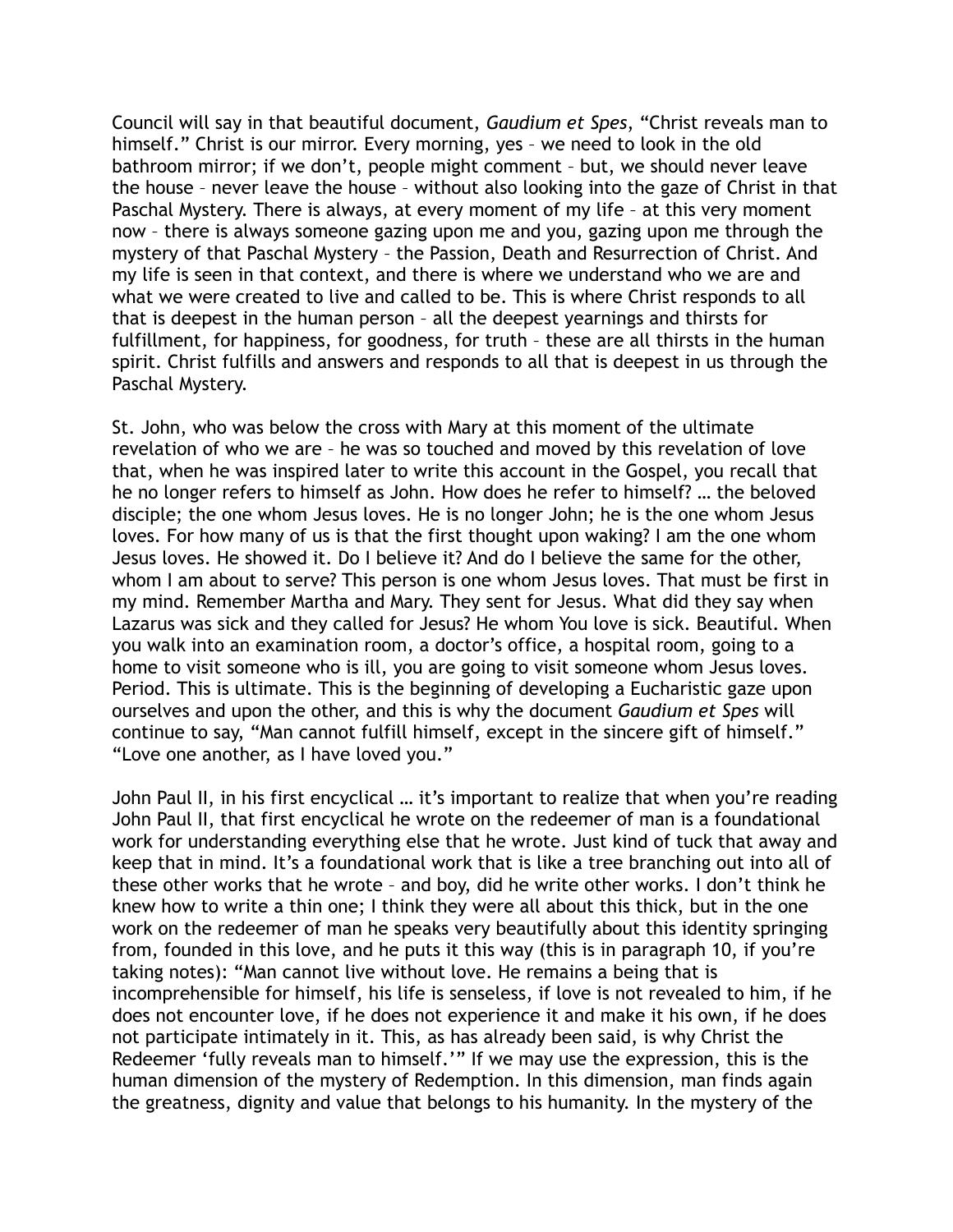Council will say in that beautiful document, *Gaudium et Spes*, “Christ reveals man to himself.” Christ is our mirror. Every morning, yes – we need to look in the old bathroom mirror; if we don’t, people might comment – but, we should never leave the house – never leave the house – without also looking into the gaze of Christ in that Paschal Mystery. There is always, at every moment of my life – at this very moment now – there is always someone gazing upon me and you, gazing upon me through the mystery of that Paschal Mystery – the Passion, Death and Resurrection of Christ. And my life is seen in that context, and there is where we understand who we are and what we were created to live and called to be. This is where Christ responds to all that is deepest in the human person – all the deepest yearnings and thirsts for fulfillment, for happiness, for goodness, for truth – these are all thirsts in the human spirit. Christ fulfills and answers and responds to all that is deepest in us through the Paschal Mystery.

St. John, who was below the cross with Mary at this moment of the ultimate revelation of who we are – he was so touched and moved by this revelation of love that, when he was inspired later to write this account in the Gospel, you recall that he no longer refers to himself as John. How does he refer to himself? … the beloved disciple; the one whom Jesus loves. He is no longer John; he is the one whom Jesus loves. For how many of us is that the first thought upon waking? I am the one whom Jesus loves. He showed it. Do I believe it? And do I believe the same for the other, whom I am about to serve? This person is one whom Jesus loves. That must be first in my mind. Remember Martha and Mary. They sent for Jesus. What did they say when Lazarus was sick and they called for Jesus? He whom You love is sick. Beautiful. When you walk into an examination room, a doctor’s office, a hospital room, going to a home to visit someone who is ill, you are going to visit someone whom Jesus loves. Period. This is ultimate. This is the beginning of developing a Eucharistic gaze upon ourselves and upon the other, and this is why the document *Gaudium et Spes* will continue to say, “Man cannot fulfill himself, except in the sincere gift of himself.” “Love one another, as I have loved you.”

John Paul II, in his first encyclical … it’s important to realize that when you’re reading John Paul II, that first encyclical he wrote on the redeemer of man is a foundational work for understanding everything else that he wrote. Just kind of tuck that away and keep that in mind. It’s a foundational work that is like a tree branching out into all of these other works that he wrote – and boy, did he write other works. I don’t think he knew how to write a thin one; I think they were all about this thick, but in the one work on the redeemer of man he speaks very beautifully about this identity springing from, founded in this love, and he puts it this way (this is in paragraph 10, if you’re taking notes): “Man cannot live without love. He remains a being that is incomprehensible for himself, his life is senseless, if love is not revealed to him, if he does not encounter love, if he does not experience it and make it his own, if he does not participate intimately in it. This, as has already been said, is why Christ the Redeemer ‘fully reveals man to himself.’” If we may use the expression, this is the human dimension of the mystery of Redemption. In this dimension, man finds again the greatness, dignity and value that belongs to his humanity. In the mystery of the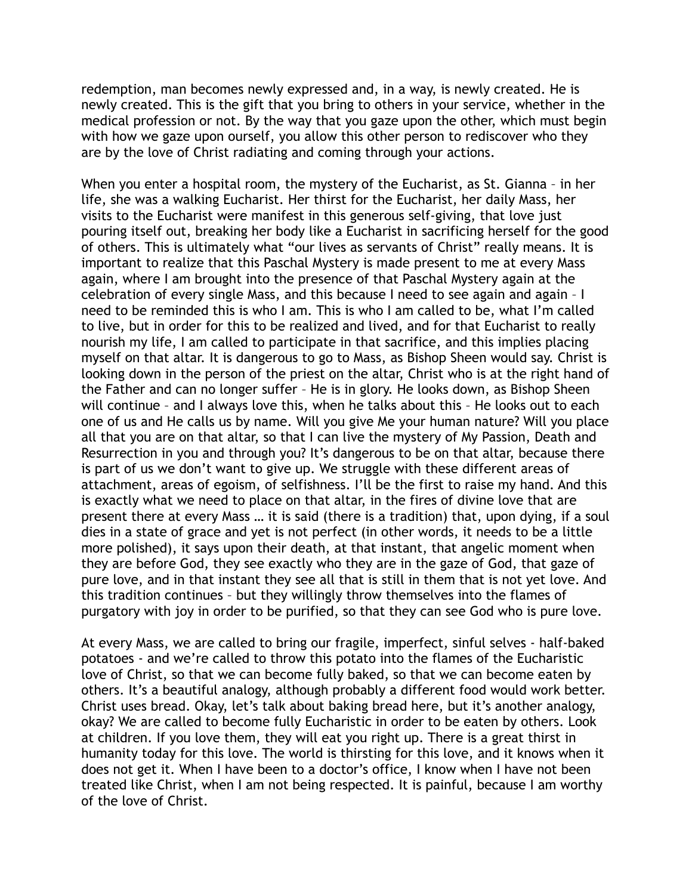redemption, man becomes newly expressed and, in a way, is newly created. He is newly created. This is the gift that you bring to others in your service, whether in the medical profession or not. By the way that you gaze upon the other, which must begin with how we gaze upon ourself, you allow this other person to rediscover who they are by the love of Christ radiating and coming through your actions.

When you enter a hospital room, the mystery of the Eucharist, as St. Gianna – in her life, she was a walking Eucharist. Her thirst for the Eucharist, her daily Mass, her visits to the Eucharist were manifest in this generous self-giving, that love just pouring itself out, breaking her body like a Eucharist in sacrificing herself for the good of others. This is ultimately what "our lives as servants of Christ" really means. It is important to realize that this Paschal Mystery is made present to me at every Mass again, where I am brought into the presence of that Paschal Mystery again at the celebration of every single Mass, and this because I need to see again and again – I need to be reminded this is who I am. This is who I am called to be, what I'm called to live, but in order for this to be realized and lived, and for that Eucharist to really nourish my life, I am called to participate in that sacrifice, and this implies placing myself on that altar. It is dangerous to go to Mass, as Bishop Sheen would say. Christ is looking down in the person of the priest on the altar, Christ who is at the right hand of the Father and can no longer suffer – He is in glory. He looks down, as Bishop Sheen will continue – and I always love this, when he talks about this – He looks out to each one of us and He calls us by name. Will you give Me your human nature? Will you place all that you are on that altar, so that I can live the mystery of My Passion, Death and Resurrection in you and through you? It's dangerous to be on that altar, because there is part of us we don't want to give up. We struggle with these different areas of attachment, areas of egoism, of selfishness. I'll be the first to raise my hand. And this is exactly what we need to place on that altar, in the fires of divine love that are present there at every Mass … it is said (there is a tradition) that, upon dying, if a soul dies in a state of grace and yet is not perfect (in other words, it needs to be a little more polished), it says upon their death, at that instant, that angelic moment when they are before God, they see exactly who they are in the gaze of God, that gaze of pure love, and in that instant they see all that is still in them that is not yet love. And this tradition continues – but they willingly throw themselves into the flames of purgatory with joy in order to be purified, so that they can see God who is pure love.

At every Mass, we are called to bring our fragile, imperfect, sinful selves - half-baked potatoes - and we're called to throw this potato into the flames of the Eucharistic love of Christ, so that we can become fully baked, so that we can become eaten by others. It's a beautiful analogy, although probably a different food would work better. Christ uses bread. Okay, let's talk about baking bread here, but it's another analogy, okay? We are called to become fully Eucharistic in order to be eaten by others. Look at children. If you love them, they will eat you right up. There is a great thirst in humanity today for this love. The world is thirsting for this love, and it knows when it does not get it. When I have been to a doctor's office, I know when I have not been treated like Christ, when I am not being respected. It is painful, because I am worthy of the love of Christ.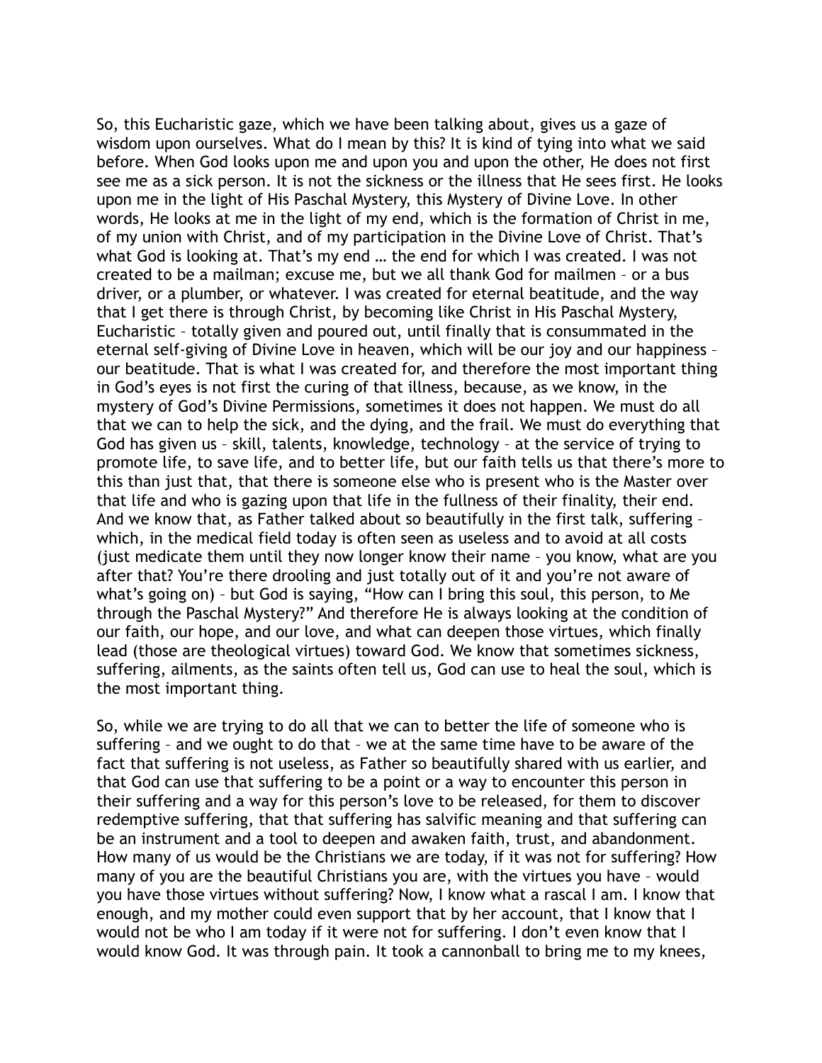So, this Eucharistic gaze, which we have been talking about, gives us a gaze of wisdom upon ourselves. What do I mean by this? It is kind of tying into what we said before. When God looks upon me and upon you and upon the other, He does not first see me as a sick person. It is not the sickness or the illness that He sees first. He looks upon me in the light of His Paschal Mystery, this Mystery of Divine Love. In other words, He looks at me in the light of my end, which is the formation of Christ in me, of my union with Christ, and of my participation in the Divine Love of Christ. That's what God is looking at. That's my end … the end for which I was created. I was not created to be a mailman; excuse me, but we all thank God for mailmen – or a bus driver, or a plumber, or whatever. I was created for eternal beatitude, and the way that I get there is through Christ, by becoming like Christ in His Paschal Mystery, Eucharistic – totally given and poured out, until finally that is consummated in the eternal self-giving of Divine Love in heaven, which will be our joy and our happiness – our beatitude. That is what I was created for, and therefore the most important thing in God's eyes is not first the curing of that illness, because, as we know, in the mystery of God's Divine Permissions, sometimes it does not happen. We must do all that we can to help the sick, and the dying, and the frail. We must do everything that God has given us – skill, talents, knowledge, technology – at the service of trying to promote life, to save life, and to better life, but our faith tells us that there's more to this than just that, that there is someone else who is present who is the Master over that life and who is gazing upon that life in the fullness of their finality, their end. And we know that, as Father talked about so beautifully in the first talk, suffering – which, in the medical field today is often seen as useless and to avoid at all costs (just medicate them until they now longer know their name – you know, what are you after that? You're there drooling and just totally out of it and you're not aware of what's going on) – but God is saying, "How can I bring this soul, this person, to Me through the Paschal Mystery?" And therefore He is always looking at the condition of our faith, our hope, and our love, and what can deepen those virtues, which finally lead (those are theological virtues) toward God. We know that sometimes sickness, suffering, ailments, as the saints often tell us, God can use to heal the soul, which is the most important thing.

So, while we are trying to do all that we can to better the life of someone who is suffering – and we ought to do that – we at the same time have to be aware of the fact that suffering is not useless, as Father so beautifully shared with us earlier, and that God can use that suffering to be a point or a way to encounter this person in their suffering and a way for this person's love to be released, for them to discover redemptive suffering, that that suffering has salvific meaning and that suffering can be an instrument and a tool to deepen and awaken faith, trust, and abandonment. How many of us would be the Christians we are today, if it was not for suffering? How many of you are the beautiful Christians you are, with the virtues you have – would you have those virtues without suffering? Now, I know what a rascal I am. I know that enough, and my mother could even support that by her account, that I know that I would not be who I am today if it were not for suffering. I don't even know that I would know God. It was through pain. It took a cannonball to bring me to my knees,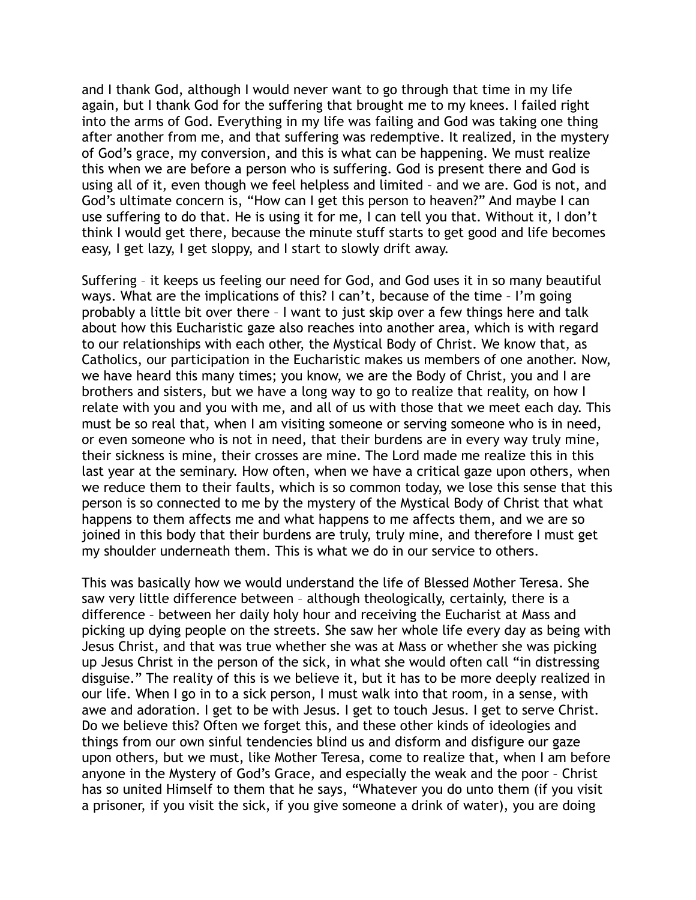and I thank God, although I would never want to go through that time in my life again, but I thank God for the suffering that brought me to my knees. I failed right into the arms of God. Everything in my life was failing and God was taking one thing after another from me, and that suffering was redemptive. It realized, in the mystery of God's grace, my conversion, and this is what can be happening. We must realize this when we are before a person who is suffering. God is present there and God is using all of it, even though we feel helpless and limited – and we are. God is not, and God's ultimate concern is, "How can I get this person to heaven?" And maybe I can use suffering to do that. He is using it for me, I can tell you that. Without it, I don't think I would get there, because the minute stuff starts to get good and life becomes easy, I get lazy, I get sloppy, and I start to slowly drift away.

Suffering – it keeps us feeling our need for God, and God uses it in so many beautiful ways. What are the implications of this? I can't, because of the time – I'm going probably a little bit over there – I want to just skip over a few things here and talk about how this Eucharistic gaze also reaches into another area, which is with regard to our relationships with each other, the Mystical Body of Christ. We know that, as Catholics, our participation in the Eucharistic makes us members of one another. Now, we have heard this many times; you know, we are the Body of Christ, you and I are brothers and sisters, but we have a long way to go to realize that reality, on how I relate with you and you with me, and all of us with those that we meet each day. This must be so real that, when I am visiting someone or serving someone who is in need, or even someone who is not in need, that their burdens are in every way truly mine, their sickness is mine, their crosses are mine. The Lord made me realize this in this last year at the seminary. How often, when we have a critical gaze upon others, when we reduce them to their faults, which is so common today, we lose this sense that this person is so connected to me by the mystery of the Mystical Body of Christ that what happens to them affects me and what happens to me affects them, and we are so joined in this body that their burdens are truly, truly mine, and therefore I must get my shoulder underneath them. This is what we do in our service to others.

This was basically how we would understand the life of Blessed Mother Teresa. She saw very little difference between – although theologically, certainly, there is a difference – between her daily holy hour and receiving the Eucharist at Mass and picking up dying people on the streets. She saw her whole life every day as being with Jesus Christ, and that was true whether she was at Mass or whether she was picking up Jesus Christ in the person of the sick, in what she would often call "in distressing disguise." The reality of this is we believe it, but it has to be more deeply realized in our life. When I go in to a sick person, I must walk into that room, in a sense, with awe and adoration. I get to be with Jesus. I get to touch Jesus. I get to serve Christ. Do we believe this? Often we forget this, and these other kinds of ideologies and things from our own sinful tendencies blind us and disform and disfigure our gaze upon others, but we must, like Mother Teresa, come to realize that, when I am before anyone in the Mystery of God's Grace, and especially the weak and the poor – Christ has so united Himself to them that he says, "Whatever you do unto them (if you visit a prisoner, if you visit the sick, if you give someone a drink of water), you are doing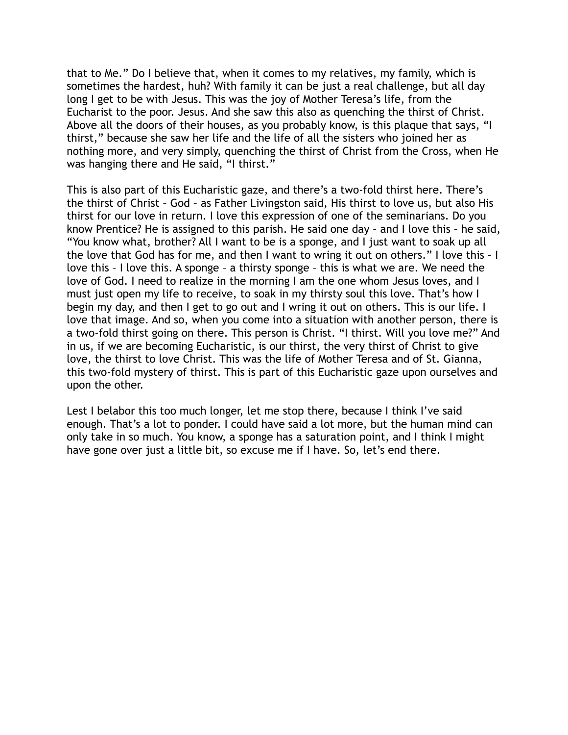that to Me." Do I believe that, when it comes to my relatives, my family, which is sometimes the hardest, huh? With family it can be just a real challenge, but all day long I get to be with Jesus. This was the joy of Mother Teresa's life, from the Eucharist to the poor. Jesus. And she saw this also as quenching the thirst of Christ. Above all the doors of their houses, as you probably know, is this plaque that says, "I thirst," because she saw her life and the life of all the sisters who joined her as nothing more, and very simply, quenching the thirst of Christ from the Cross, when He was hanging there and He said, "I thirst."

This is also part of this Eucharistic gaze, and there's a two-fold thirst here. There's the thirst of Christ – God – as Father Livingston said, His thirst to love us, but also His thirst for our love in return. I love this expression of one of the seminarians. Do you know Prentice? He is assigned to this parish. He said one day – and I love this – he said, "You know what, brother? All I want to be is a sponge, and I just want to soak up all the love that God has for me, and then I want to wring it out on others." I love this – I love this – I love this. A sponge – a thirsty sponge – this is what we are. We need the love of God. I need to realize in the morning I am the one whom Jesus loves, and I must just open my life to receive, to soak in my thirsty soul this love. That's how I begin my day, and then I get to go out and I wring it out on others. This is our life. I love that image. And so, when you come into a situation with another person, there is a two-fold thirst going on there. This person is Christ. "I thirst. Will you love me?" And in us, if we are becoming Eucharistic, is our thirst, the very thirst of Christ to give love, the thirst to love Christ. This was the life of Mother Teresa and of St. Gianna, this two-fold mystery of thirst. This is part of this Eucharistic gaze upon ourselves and upon the other.

Lest I belabor this too much longer, let me stop there, because I think I've said enough. That's a lot to ponder. I could have said a lot more, but the human mind can only take in so much. You know, a sponge has a saturation point, and I think I might have gone over just a little bit, so excuse me if I have. So, let's end there.